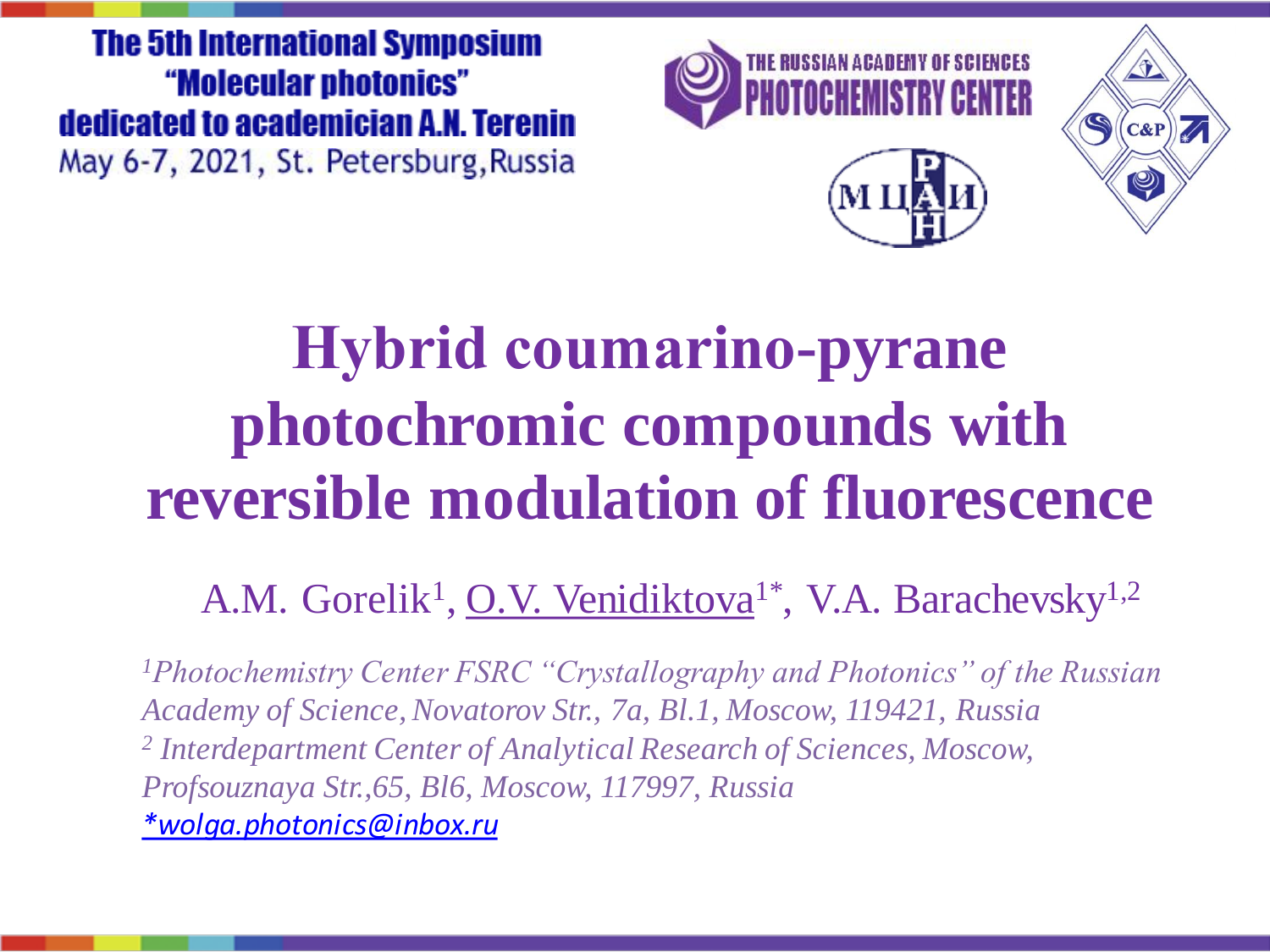The 5th International Symposium "Molecular photonics" dedicated to academician A.N. Terenin

May 6-7, 2021, St. Petersburg, Russia

THE RUSSIAN ACADEMY OF SCIENCES PHOTOCHEMISTRY CENTER

# Hybrid coumarino-pyrane photochromic compounds with reversible modulation of fluorescence

A.M. Gorelik[1], O.V. Venidiktova[1*], V.A. Barachevsky[1,2]

*[1]Photochemistry Center FSRC "Crystallography and Photonics" of the Russian Academy of Science, Novatorov Str., 7a, Bl.1, Moscow, 119421, Russia*

*[2] Interdepartment Center of Analytical Research of Sciences, Moscow, Profsouznaya Str.,65, Bl6, Moscow, 117997, Russia*

*wolga.photonics@inbox.ru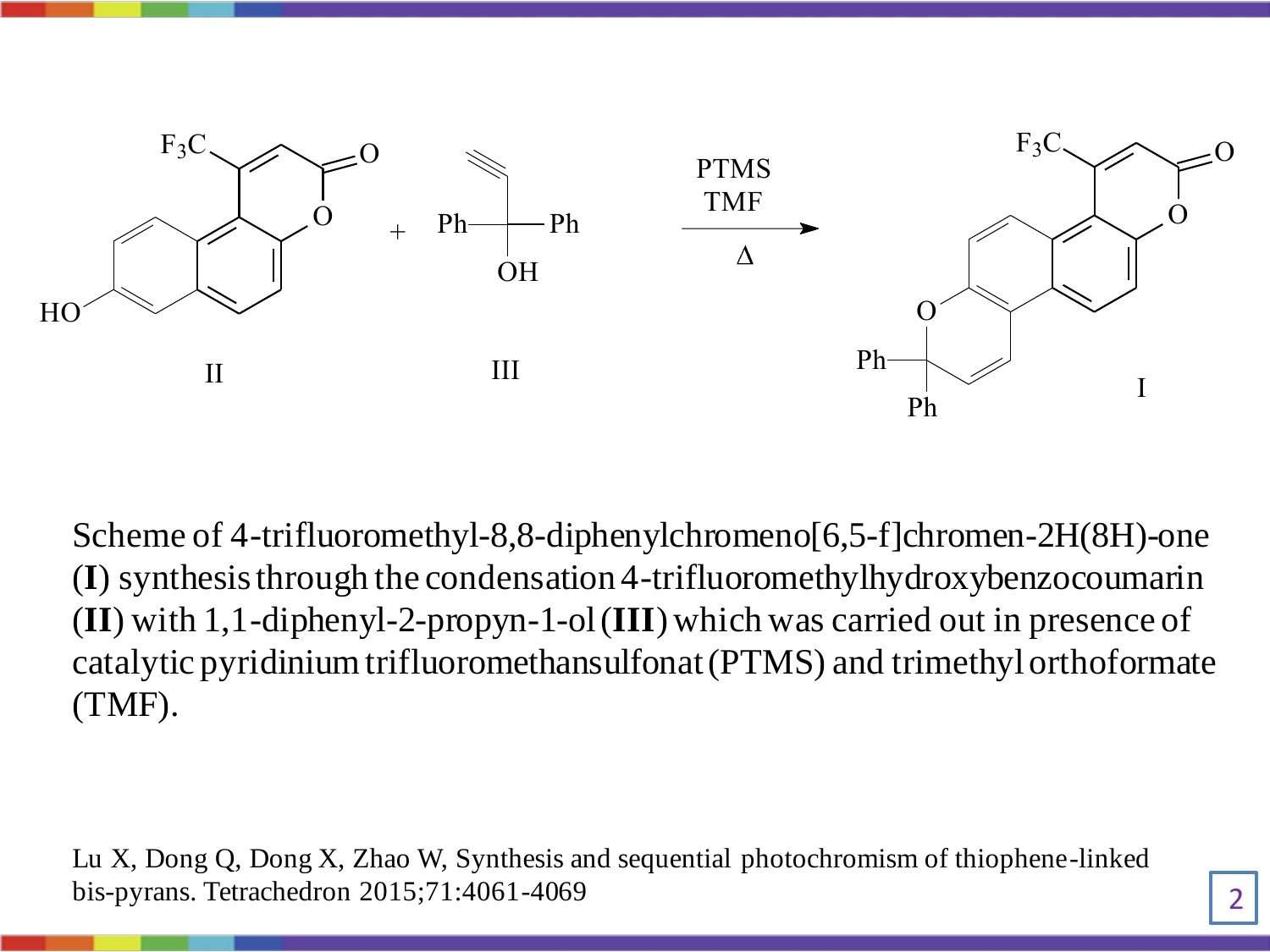Scheme of 4-trifluoromethyl-8,8-diphenylchromeno[6,5-f]chromen-2H(8H)-one (**I**) synthesis through the condensation 4-trifluoromethylhydroxybenzocoumarin (**II**) with 1,1-diphenyl-2-propyn-1-ol (**III**) which was carried out in presence of catalytic pyridinium trifluoromethansulfonat (PTMS) and trimethyl orthoformate (TMF).

Lu X, Dong Q, Dong X, Zhao W, Synthesis and sequential photochromism of thiophene-linked bis-pyrans. Tetrachedron 2015;71:4061-4069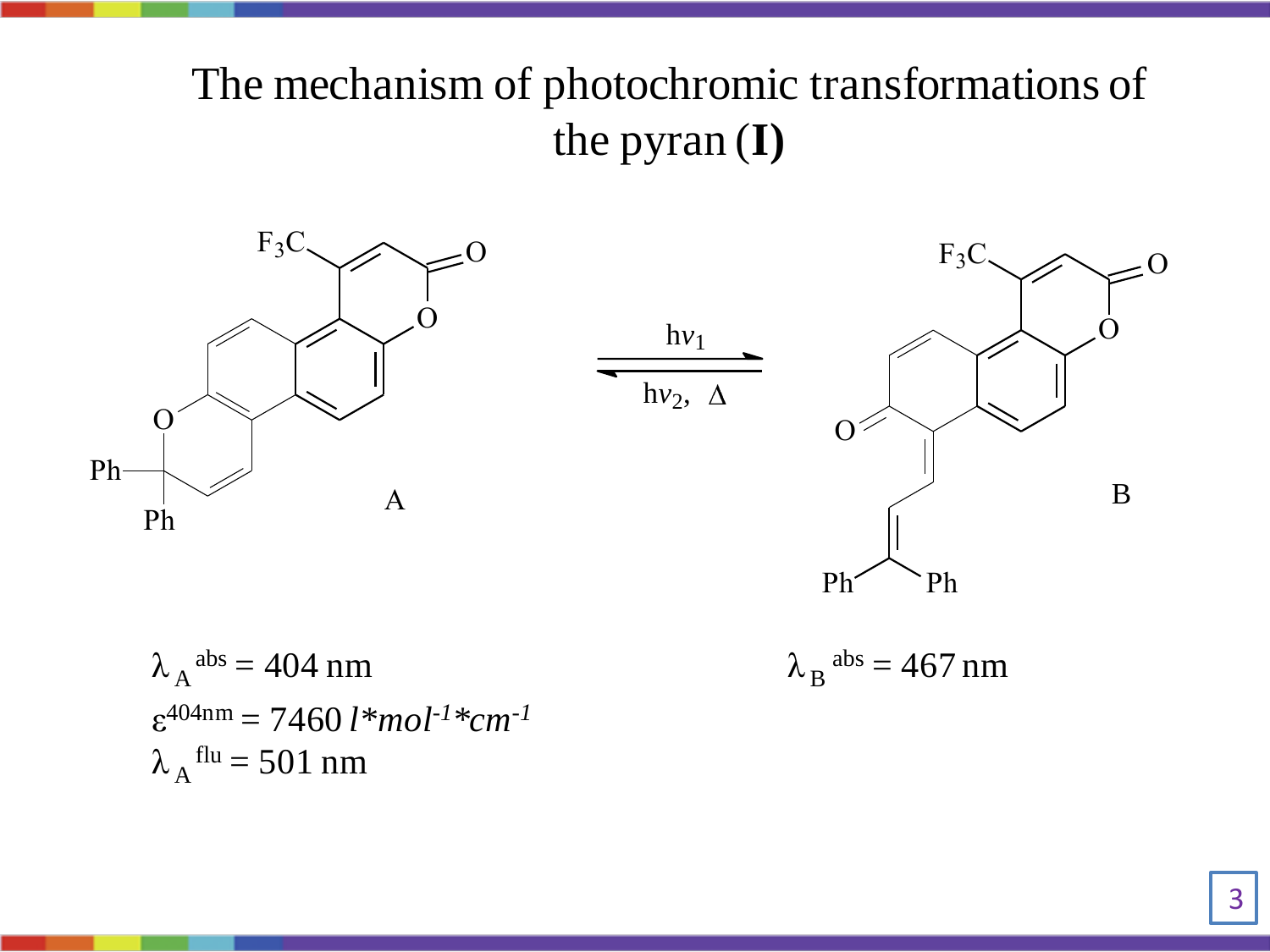# The mechanism of photochromic transformations of the pyran (**I**)

A $\underset{h\nu_2,\ \Delta}{\overset{h\nu_1}{\rightleftharpoons}}$ B

$\lambda_A^{abs} = 404$ nm

$\varepsilon^{404nm} = 7460\ l*mol^{-1}*cm^{-1}$

$\lambda_A^{flu} = 501$ nm

$\lambda_B^{abs} = 467$ nm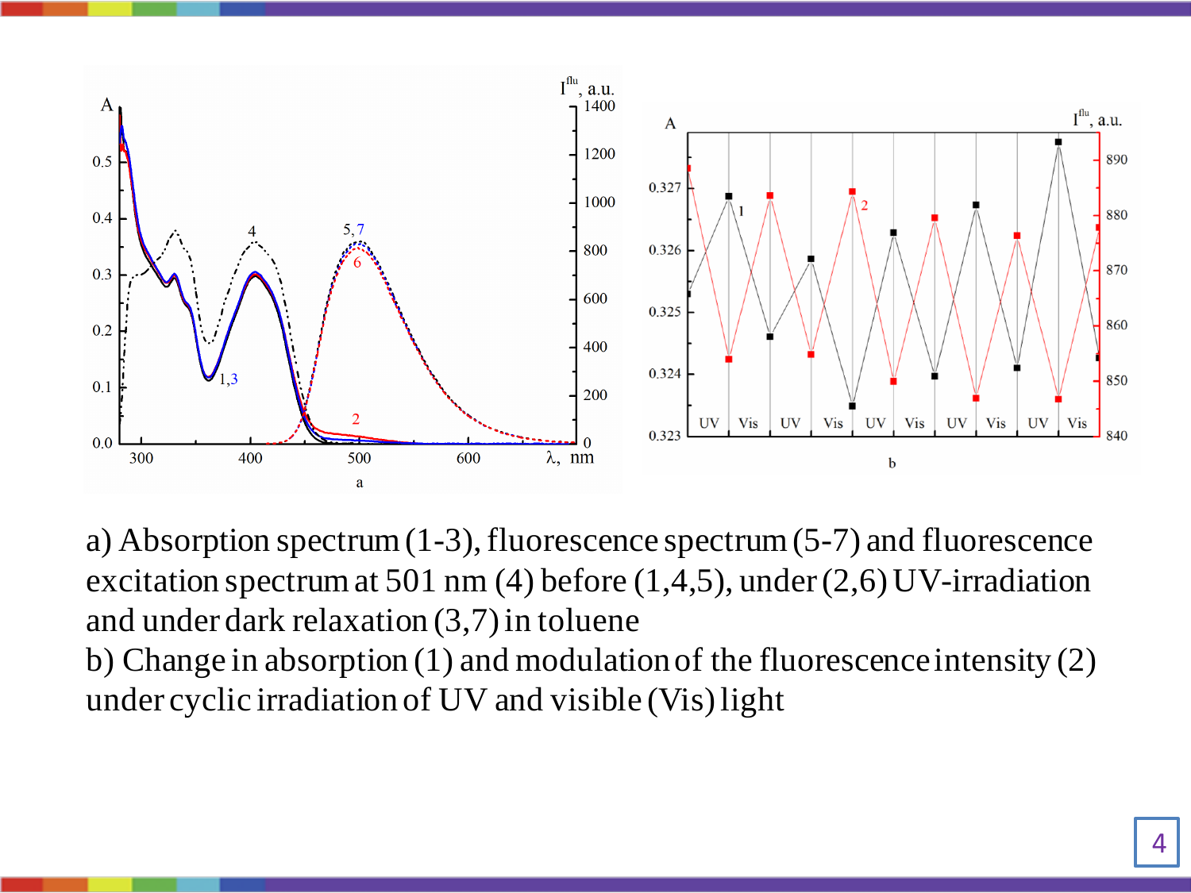a) Absorption spectrum (1-3), fluorescence spectrum (5-7) and fluorescence excitation spectrum at 501 nm (4) before (1,4,5), under (2,6) UV-irradiation and under dark relaxation (3,7) in toluene

b) Change in absorption (1) and modulation of the fluorescence intensity (2) under cyclic irradiation of UV and visible (Vis) light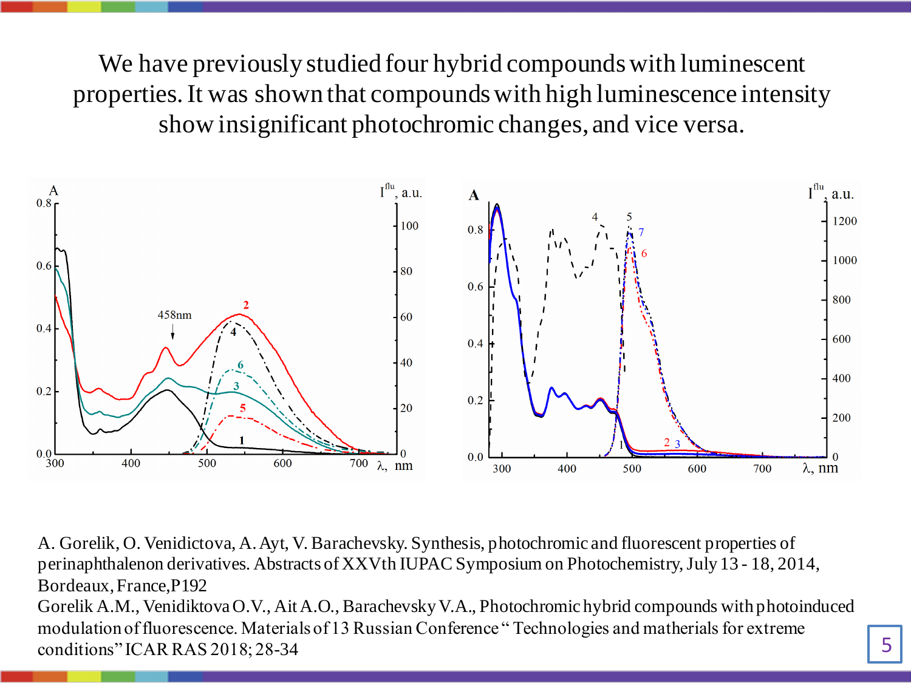We have previously studied four hybrid compounds with luminescent properties. It was shown that compounds with high luminescence intensity show insignificant photochromic changes, and vice versa.

A. Gorelik, O. Venidictova, A. Ayt, V. Barachevsky. Synthesis, photochromic and fluorescent properties of perinaphthalenon derivatives. Abstracts of XXVth IUPAC Symposium on Photochemistry, July 13 - 18, 2014, Bordeaux, France, P192

Gorelik A.M., Venidiktova O.V., Ait A.O., Barachevsky V.A., Photochromic hybrid compounds with photoinduced modulation of fluorescence. Materials of 13 Russian Conference " Technologies and matherials for extreme conditions" ICAR RAS 2018; 28-34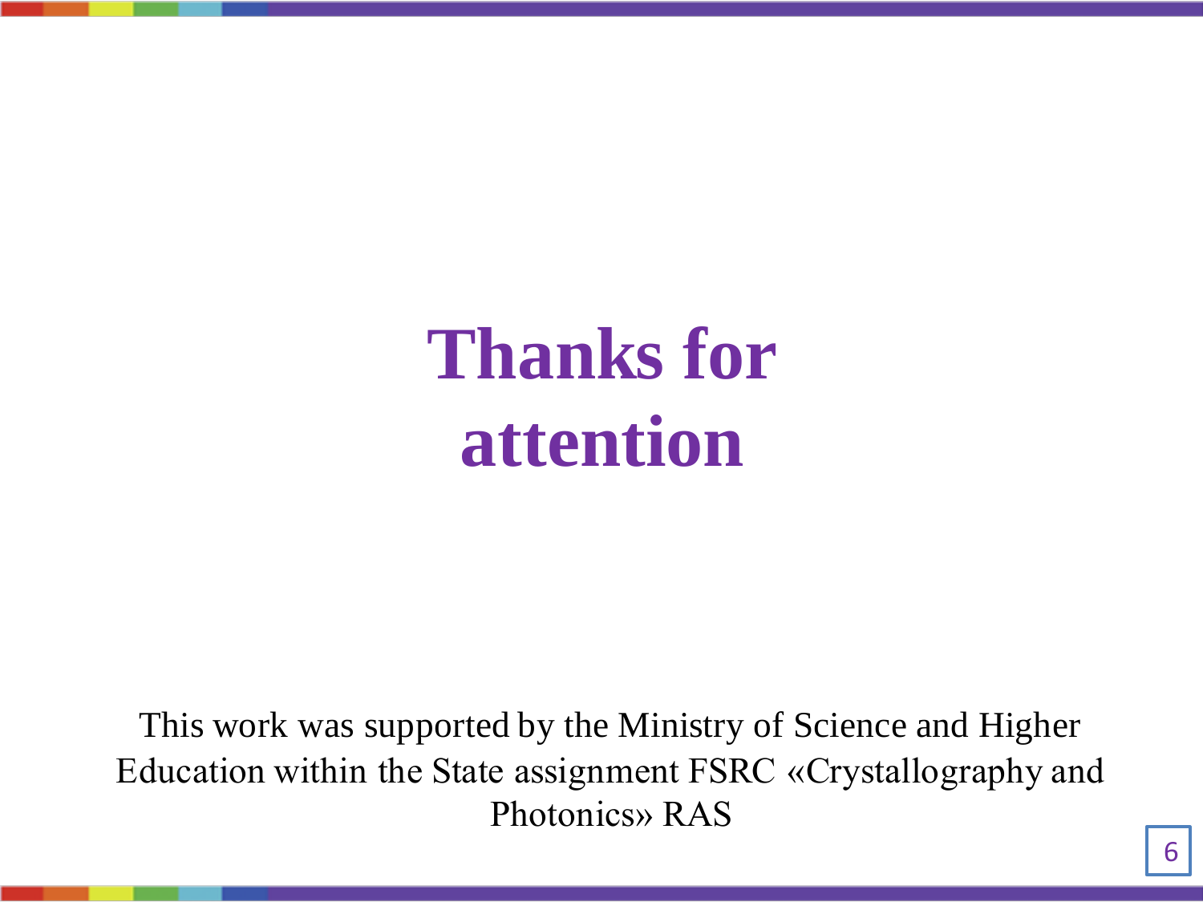# Thanks for attention

This work was supported by the Ministry of Science and Higher Education within the State assignment FSRC «Crystallography and Photonics» RAS